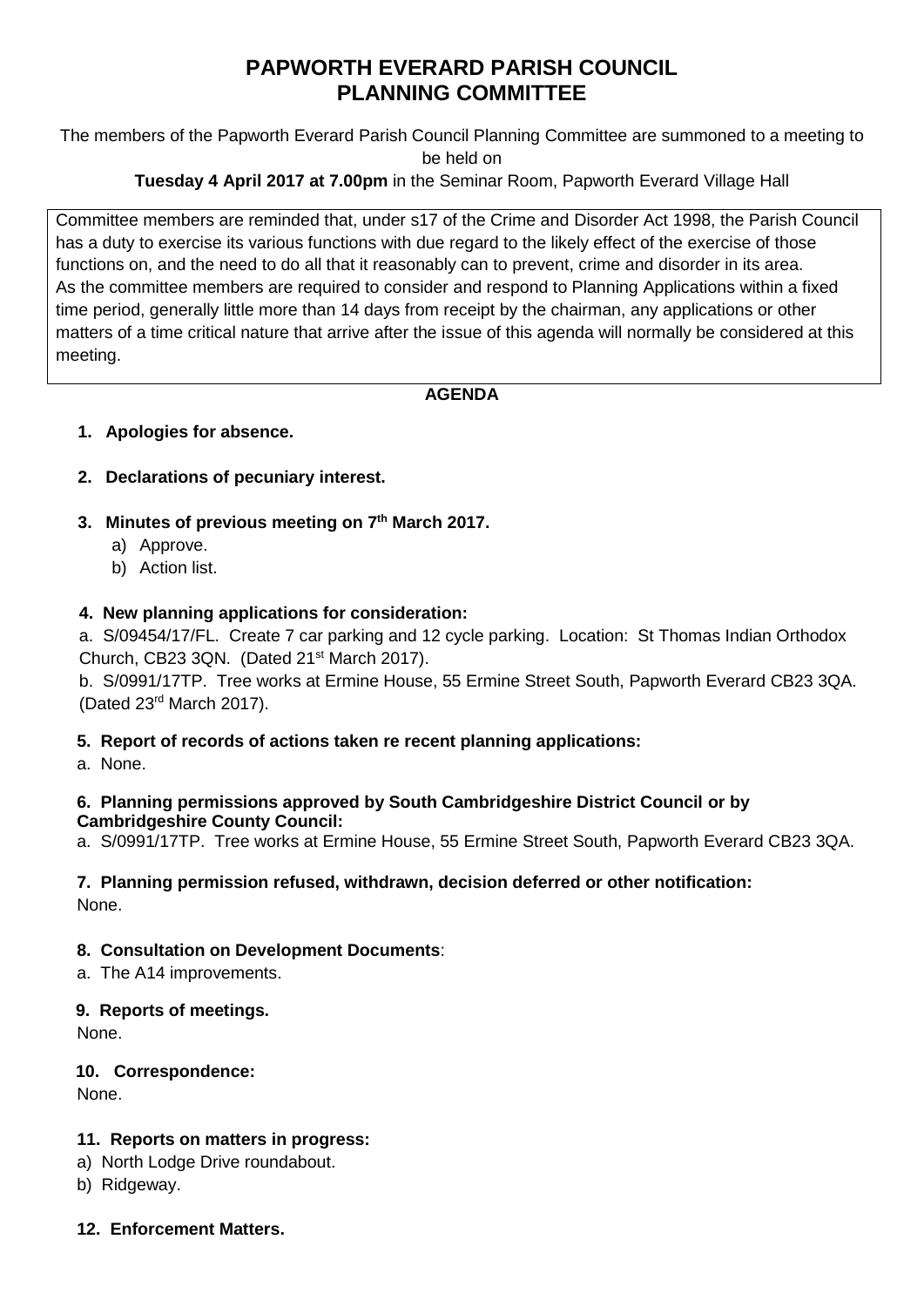# PAPWORTH EVERARD PARISH COUNCIL
# PLANNING COMMITTEE

The members of the Papworth Everard Parish Council Planning Committee are summoned to a meeting to be held on

**Tuesday 4 April 2017 at 7.00pm** in the Seminar Room, Papworth Everard Village Hall

Committee members are reminded that, under s17 of the Crime and Disorder Act 1998, the Parish Council has a duty to exercise its various functions with due regard to the likely effect of the exercise of those functions on, and the need to do all that it reasonably can to prevent, crime and disorder in its area. As the committee members are required to consider and respond to Planning Applications within a fixed time period, generally little more than 14 days from receipt by the chairman, any applications or other matters of a time critical nature that arrive after the issue of this agenda will normally be considered at this meeting.

## AGENDA

1. **Apologies for absence.**

2. **Declarations of pecuniary interest.**

3. **Minutes of previous meeting on 7th March 2017.**
   a) Approve.
   b) Action list.

**4. New planning applications for consideration:**

a. S/09454/17/FL. Create 7 car parking and 12 cycle parking. Location: St Thomas Indian Orthodox Church, CB23 3QN. (Dated 21st March 2017).

b. S/0991/17TP. Tree works at Ermine House, 55 Ermine Street South, Papworth Everard CB23 3QA. (Dated 23rd March 2017).

**5. Report of records of actions taken re recent planning applications:**

a. None.

**6. Planning permissions approved by South Cambridgeshire District Council or by Cambridgeshire County Council:**

a. S/0991/17TP. Tree works at Ermine House, 55 Ermine Street South, Papworth Everard CB23 3QA.

**7. Planning permission refused, withdrawn, decision deferred or other notification:**

None.

**8. Consultation on Development Documents**:

a. The A14 improvements.

**9. Reports of meetings.**

None.

**10. Correspondence:**

None.

**11. Reports on matters in progress:**

a) North Lodge Drive roundabout.

b) Ridgeway.

**12. Enforcement Matters.**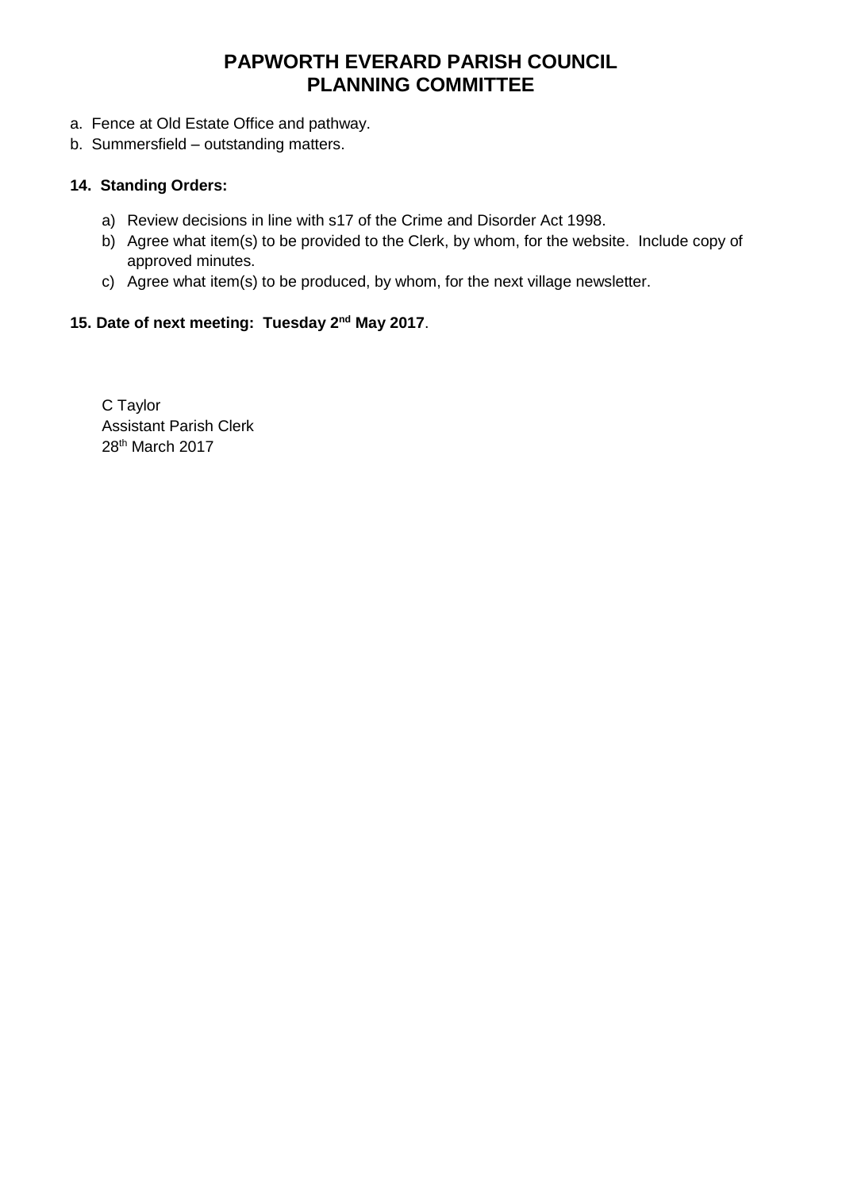# PAPWORTH EVERARD PARISH COUNCIL
# PLANNING COMMITTEE

a. Fence at Old Estate Office and pathway.
b. Summersfield – outstanding matters.

**14. Standing Orders:**

a) Review decisions in line with s17 of the Crime and Disorder Act 1998.
b) Agree what item(s) to be provided to the Clerk, by whom, for the website. Include copy of approved minutes.
c) Agree what item(s) to be produced, by whom, for the next village newsletter.

**15. Date of next meeting: Tuesday 2nd May 2017**.

C Taylor
Assistant Parish Clerk
28th March 2017